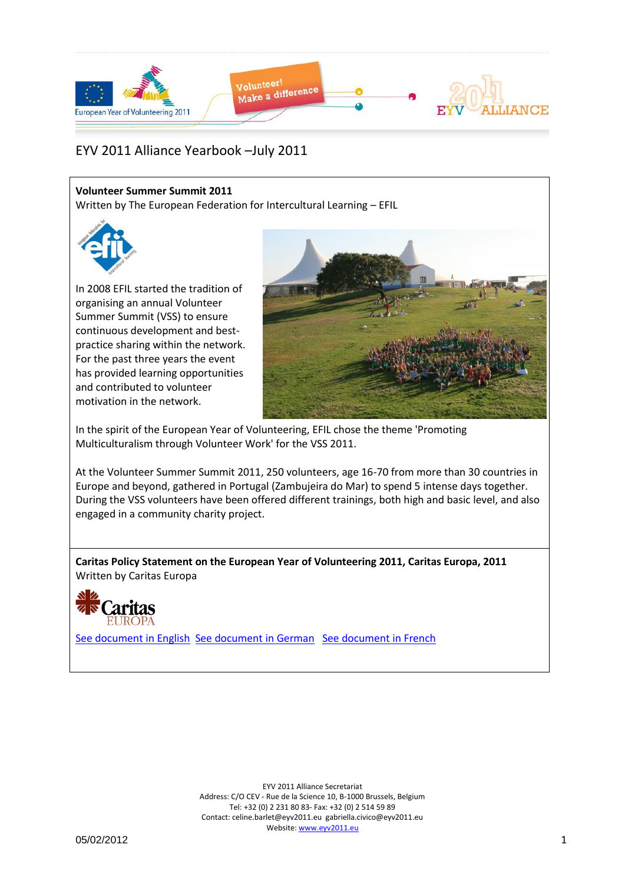# EYV 2011 Alliance Yearbook –July 2011

## Volunteer Summer Summit 2011

Written by The European Federation for Intercultural Learning – EFIL

In 2008 EFIL started the tradition of organising an annual Volunteer Summer Summit (VSS) to ensure continuous development and best-practice sharing within the network. For the past three years the event has provided learning opportunities and contributed to volunteer motivation in the network.

In the spirit of the European Year of Volunteering, EFIL chose the theme 'Promoting Multiculturalism through Volunteer Work' for the VSS 2011.

At the Volunteer Summer Summit 2011, 250 volunteers, age 16-70 from more than 30 countries in Europe and beyond, gathered in Portugal (Zambujeira do Mar) to spend 5 intense days together. During the VSS volunteers have been offered different trainings, both high and basic level, and also engaged in a community charity project.

## Caritas Policy Statement on the European Year of Volunteering 2011, Caritas Europa, 2011

Written by Caritas Europa

See document in English See document in German See document in French

EYV 2011 Alliance Secretariat
Address: C/O CEV - Rue de la Science 10, B-1000 Brussels, Belgium
Tel: +32 (0) 2 231 80 83- Fax: +32 (0) 2 514 59 89
Contact: celine.barlet@eyv2011.eu gabriella.civico@eyv2011.eu
Website: www.eyv2011.eu

05/02/2012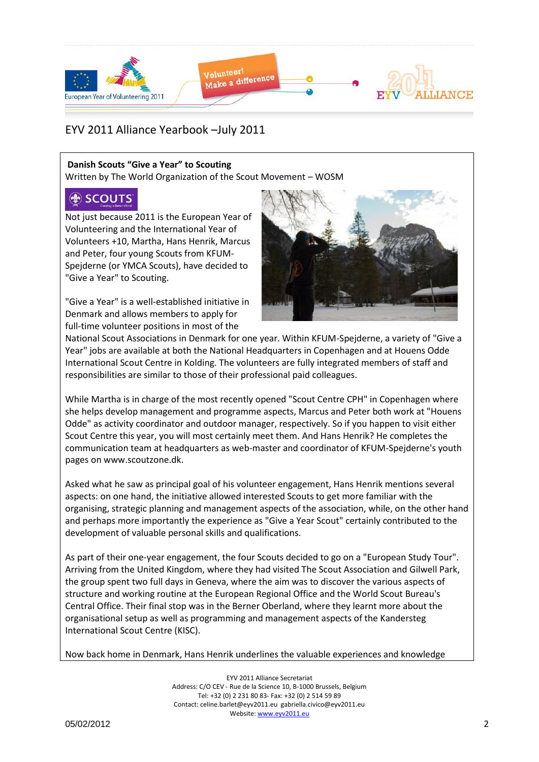EYV 2011 Alliance Yearbook –July 2011

**Danish Scouts “Give a Year” to Scouting**

Written by The World Organization of the Scout Movement – WOSM

Not just because 2011 is the European Year of Volunteering and the International Year of Volunteers +10, Martha, Hans Henrik, Marcus and Peter, four young Scouts from KFUM-Spejderne (or YMCA Scouts), have decided to "Give a Year" to Scouting.

"Give a Year" is a well-established initiative in Denmark and allows members to apply for full-time volunteer positions in most of the National Scout Associations in Denmark for one year. Within KFUM-Spejderne, a variety of "Give a Year" jobs are available at both the National Headquarters in Copenhagen and at Houens Odde International Scout Centre in Kolding. The volunteers are fully integrated members of staff and responsibilities are similar to those of their professional paid colleagues.

While Martha is in charge of the most recently opened "Scout Centre CPH" in Copenhagen where she helps develop management and programme aspects, Marcus and Peter both work at "Houens Odde" as activity coordinator and outdoor manager, respectively. So if you happen to visit either Scout Centre this year, you will most certainly meet them. And Hans Henrik? He completes the communication team at headquarters as web-master and coordinator of KFUM-Spejderne's youth pages on www.scoutzone.dk.

Asked what he saw as principal goal of his volunteer engagement, Hans Henrik mentions several aspects: on one hand, the initiative allowed interested Scouts to get more familiar with the organising, strategic planning and management aspects of the association, while, on the other hand and perhaps more importantly the experience as "Give a Year Scout" certainly contributed to the development of valuable personal skills and qualifications.

As part of their one-year engagement, the four Scouts decided to go on a "European Study Tour". Arriving from the United Kingdom, where they had visited The Scout Association and Gilwell Park, the group spent two full days in Geneva, where the aim was to discover the various aspects of structure and working routine at the European Regional Office and the World Scout Bureau's Central Office. Their final stop was in the Berner Oberland, where they learnt more about the organisational setup as well as programming and management aspects of the Kandersteg International Scout Centre (KISC).

Now back home in Denmark, Hans Henrik underlines the valuable experiences and knowledge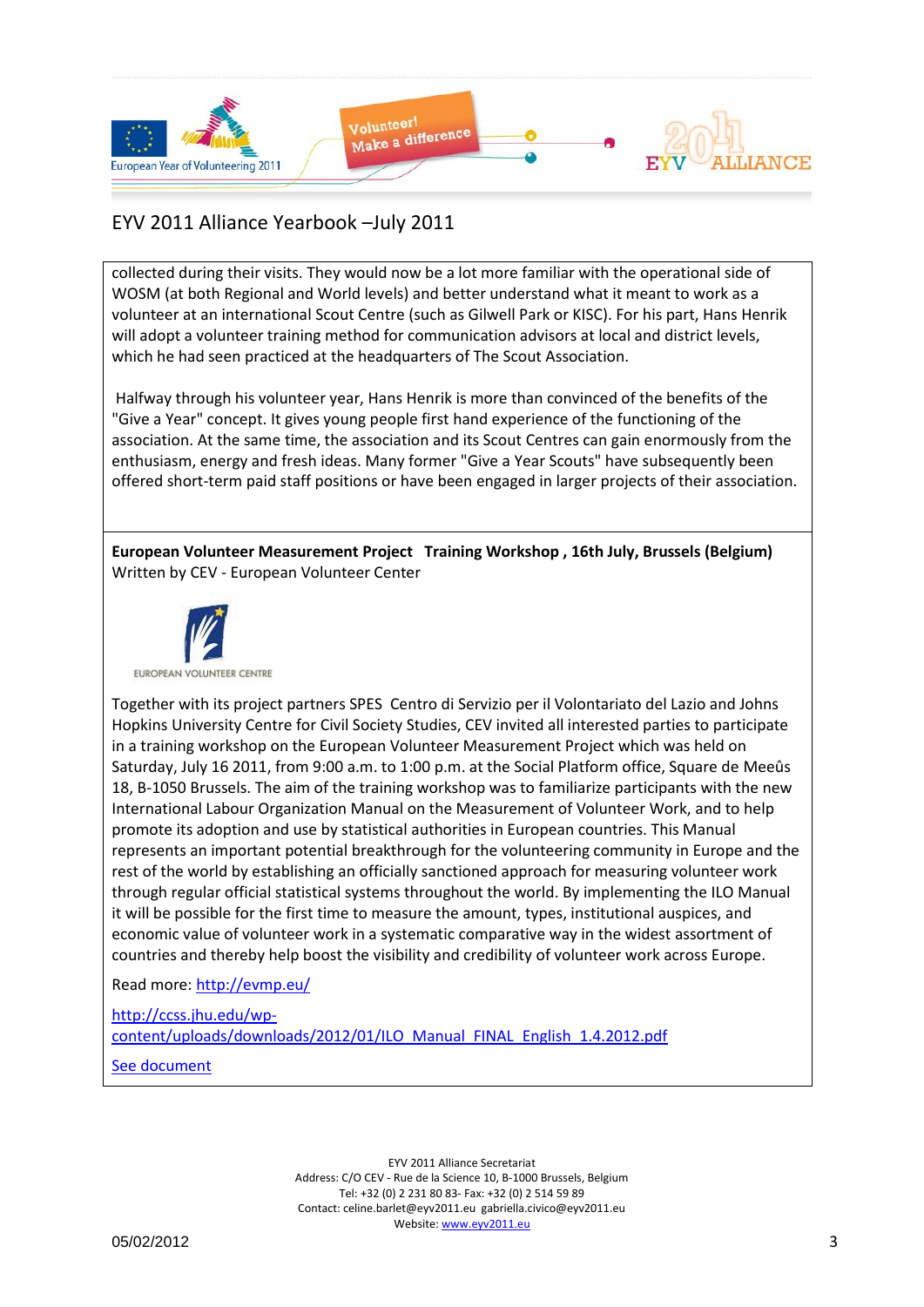collected during their visits. They would now be a lot more familiar with the operational side of WOSM (at both Regional and World levels) and better understand what it meant to work as a volunteer at an international Scout Centre (such as Gilwell Park or KISC). For his part, Hans Henrik will adopt a volunteer training method for communication advisors at local and district levels, which he had seen practiced at the headquarters of The Scout Association.

Halfway through his volunteer year, Hans Henrik is more than convinced of the benefits of the "Give a Year" concept. It gives young people first hand experience of the functioning of the association. At the same time, the association and its Scout Centres can gain enormously from the enthusiasm, energy and fresh ideas. Many former "Give a Year Scouts" have subsequently been offered short-term paid staff positions or have been engaged in larger projects of their association.

**European Volunteer Measurement Project Training Workshop , 16th July, Brussels (Belgium)**
Written by CEV - European Volunteer Center

EUROPEAN VOLUNTEER CENTRE

Together with its project partners SPES Centro di Servizio per il Volontariato del Lazio and Johns Hopkins University Centre for Civil Society Studies, CEV invited all interested parties to participate in a training workshop on the European Volunteer Measurement Project which was held on Saturday, July 16 2011, from 9:00 a.m. to 1:00 p.m. at the Social Platform office, Square de Meeûs 18, B-1050 Brussels. The aim of the training workshop was to familiarize participants with the new International Labour Organization Manual on the Measurement of Volunteer Work, and to help promote its adoption and use by statistical authorities in European countries. This Manual represents an important potential breakthrough for the volunteering community in Europe and the rest of the world by establishing an officially sanctioned approach for measuring volunteer work through regular official statistical systems throughout the world. By implementing the ILO Manual it will be possible for the first time to measure the amount, types, institutional auspices, and economic value of volunteer work in a systematic comparative way in the widest assortment of countries and thereby help boost the visibility and credibility of volunteer work across Europe.

Read more: http://evmp.eu/

http://ccss.jhu.edu/wp-content/uploads/downloads/2012/01/ILO_Manual_FINAL_English_1.4.2012.pdf

See document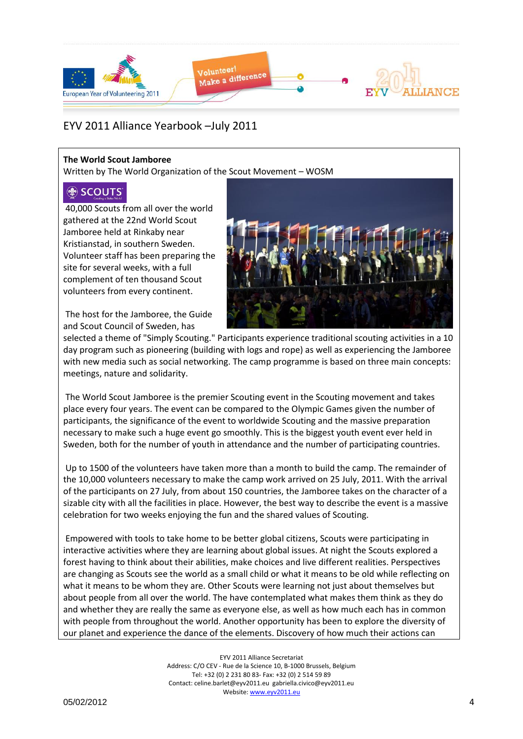EYV 2011 Alliance Yearbook –July 2011

**The World Scout Jamboree**

Written by The World Organization of the Scout Movement – WOSM

40,000 Scouts from all over the world gathered at the 22nd World Scout Jamboree held at Rinkaby near Kristianstad, in southern Sweden. Volunteer staff has been preparing the site for several weeks, with a full complement of ten thousand Scout volunteers from every continent.

The host for the Jamboree, the Guide and Scout Council of Sweden, has selected a theme of "Simply Scouting." Participants experience traditional scouting activities in a 10 day program such as pioneering (building with logs and rope) as well as experiencing the Jamboree with new media such as social networking. The camp programme is based on three main concepts: meetings, nature and solidarity.

The World Scout Jamboree is the premier Scouting event in the Scouting movement and takes place every four years. The event can be compared to the Olympic Games given the number of participants, the significance of the event to worldwide Scouting and the massive preparation necessary to make such a huge event go smoothly. This is the biggest youth event ever held in Sweden, both for the number of youth in attendance and the number of participating countries.

Up to 1500 of the volunteers have taken more than a month to build the camp. The remainder of the 10,000 volunteers necessary to make the camp work arrived on 25 July, 2011. With the arrival of the participants on 27 July, from about 150 countries, the Jamboree takes on the character of a sizable city with all the facilities in place. However, the best way to describe the event is a massive celebration for two weeks enjoying the fun and the shared values of Scouting.

Empowered with tools to take home to be better global citizens, Scouts were participating in interactive activities where they are learning about global issues. At night the Scouts explored a forest having to think about their abilities, make choices and live different realities. Perspectives are changing as Scouts see the world as a small child or what it means to be old while reflecting on what it means to be whom they are. Other Scouts were learning not just about themselves but about people from all over the world. The have contemplated what makes them think as they do and whether they are really the same as everyone else, as well as how much each has in common with people from throughout the world. Another opportunity has been to explore the diversity of our planet and experience the dance of the elements. Discovery of how much their actions can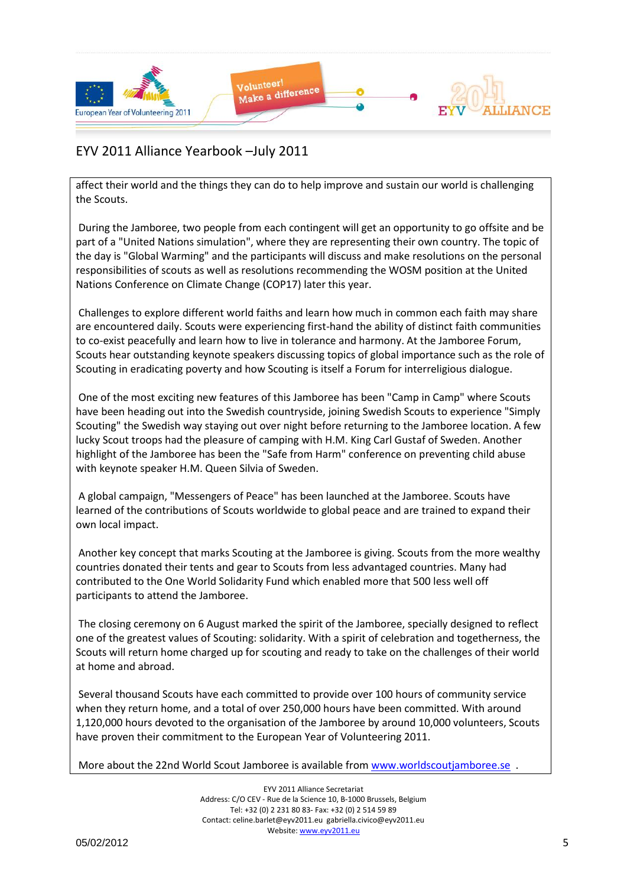affect their world and the things they can do to help improve and sustain our world is challenging the Scouts.

During the Jamboree, two people from each contingent will get an opportunity to go offsite and be part of a "United Nations simulation", where they are representing their own country. The topic of the day is "Global Warming" and the participants will discuss and make resolutions on the personal responsibilities of scouts as well as resolutions recommending the WOSM position at the United Nations Conference on Climate Change (COP17) later this year.

Challenges to explore different world faiths and learn how much in common each faith may share are encountered daily. Scouts were experiencing first-hand the ability of distinct faith communities to co-exist peacefully and learn how to live in tolerance and harmony. At the Jamboree Forum, Scouts hear outstanding keynote speakers discussing topics of global importance such as the role of Scouting in eradicating poverty and how Scouting is itself a Forum for interreligious dialogue.

One of the most exciting new features of this Jamboree has been "Camp in Camp" where Scouts have been heading out into the Swedish countryside, joining Swedish Scouts to experience "Simply Scouting" the Swedish way staying out over night before returning to the Jamboree location. A few lucky Scout troops had the pleasure of camping with H.M. King Carl Gustaf of Sweden. Another highlight of the Jamboree has been the "Safe from Harm" conference on preventing child abuse with keynote speaker H.M. Queen Silvia of Sweden.

A global campaign, "Messengers of Peace" has been launched at the Jamboree. Scouts have learned of the contributions of Scouts worldwide to global peace and are trained to expand their own local impact.

Another key concept that marks Scouting at the Jamboree is giving. Scouts from the more wealthy countries donated their tents and gear to Scouts from less advantaged countries. Many had contributed to the One World Solidarity Fund which enabled more that 500 less well off participants to attend the Jamboree.

The closing ceremony on 6 August marked the spirit of the Jamboree, specially designed to reflect one of the greatest values of Scouting: solidarity. With a spirit of celebration and togetherness, the Scouts will return home charged up for scouting and ready to take on the challenges of their world at home and abroad.

Several thousand Scouts have each committed to provide over 100 hours of community service when they return home, and a total of over 250,000 hours have been committed. With around 1,120,000 hours devoted to the organisation of the Jamboree by around 10,000 volunteers, Scouts have proven their commitment to the European Year of Volunteering 2011.

More about the 22nd World Scout Jamboree is available from www.worldscoutjamboree.se .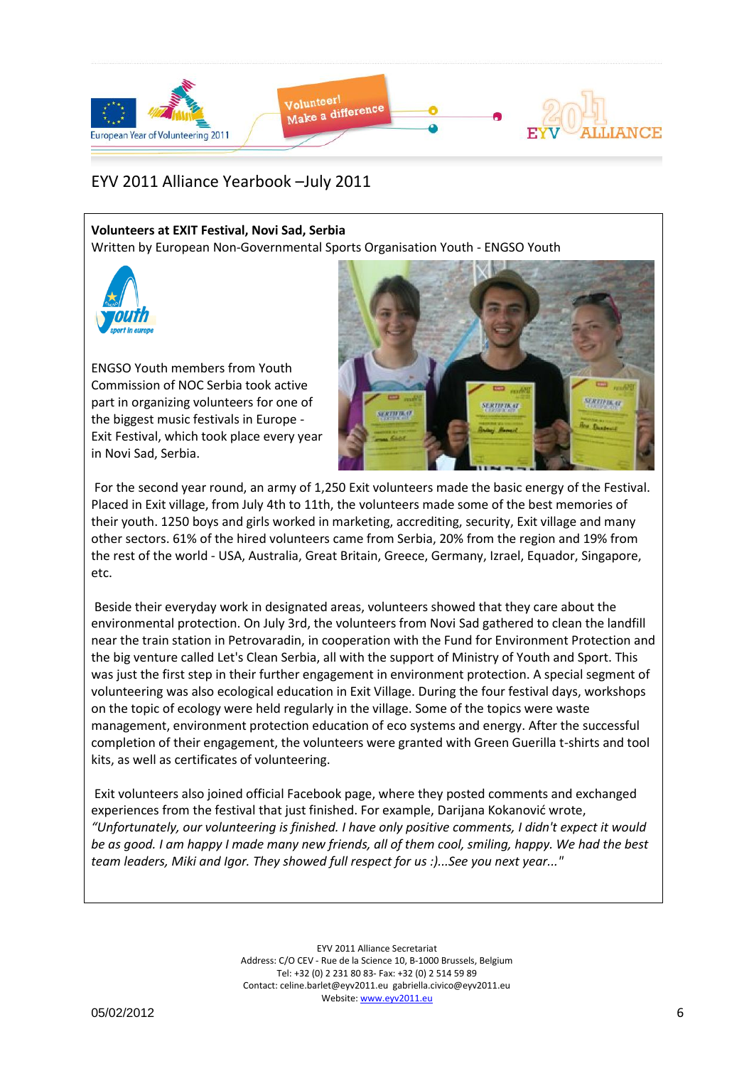EYV 2011 Alliance Yearbook –July 2011

**Volunteers at EXIT Festival, Novi Sad, Serbia**
Written by European Non-Governmental Sports Organisation Youth - ENGSO Youth

ENGSO Youth members from Youth Commission of NOC Serbia took active part in organizing volunteers for one of the biggest music festivals in Europe - Exit Festival, which took place every year in Novi Sad, Serbia.

For the second year round, an army of 1,250 Exit volunteers made the basic energy of the Festival. Placed in Exit village, from July 4th to 11th, the volunteers made some of the best memories of their youth. 1250 boys and girls worked in marketing, accrediting, security, Exit village and many other sectors. 61% of the hired volunteers came from Serbia, 20% from the region and 19% from the rest of the world - USA, Australia, Great Britain, Greece, Germany, Izrael, Equador, Singapore, etc.

Beside their everyday work in designated areas, volunteers showed that they care about the environmental protection. On July 3rd, the volunteers from Novi Sad gathered to clean the landfill near the train station in Petrovaradin, in cooperation with the Fund for Environment Protection and the big venture called Let's Clean Serbia, all with the support of Ministry of Youth and Sport. This was just the first step in their further engagement in environment protection. A special segment of volunteering was also ecological education in Exit Village. During the four festival days, workshops on the topic of ecology were held regularly in the village. Some of the topics were waste management, environment protection education of eco systems and energy. After the successful completion of their engagement, the volunteers were granted with Green Guerilla t-shirts and tool kits, as well as certificates of volunteering.

Exit volunteers also joined official Facebook page, where they posted comments and exchanged experiences from the festival that just finished. For example, Darijana Kokanović wrote, *"Unfortunately, our volunteering is finished. I have only positive comments, I didn't expect it would be as good. I am happy I made many new friends, all of them cool, smiling, happy. We had the best team leaders, Miki and Igor. They showed full respect for us :)...See you next year..."*

EYV 2011 Alliance Secretariat
Address: C/O CEV - Rue de la Science 10, B-1000 Brussels, Belgium
Tel: +32 (0) 2 231 80 83- Fax: +32 (0) 2 514 59 89
Contact: celine.barlet@eyv2011.eu gabriella.civico@eyv2011.eu
Website: www.eyv2011.eu

05/02/2012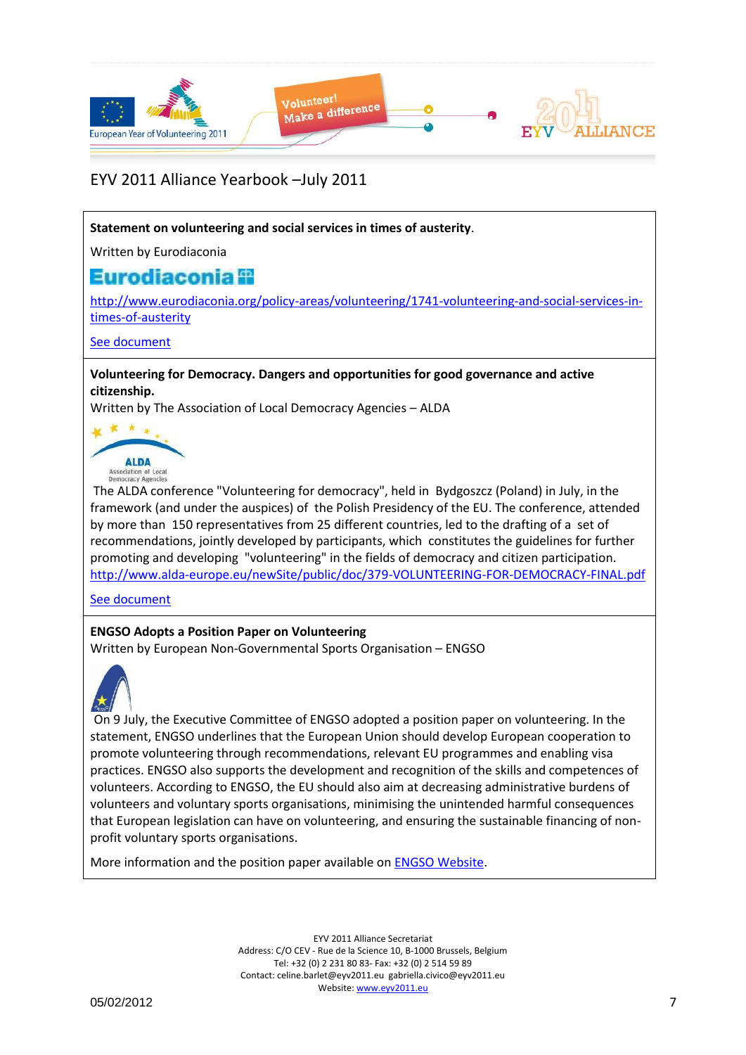EYV 2011 Alliance Yearbook –July 2011

**Statement on volunteering and social services in times of austerity**.

Written by Eurodiaconia

Eurodiaconia

http://www.eurodiaconia.org/policy-areas/volunteering/1741-volunteering-and-social-services-in-times-of-austerity

See document

**Volunteering for Democracy. Dangers and opportunities for good governance and active citizenship.**

Written by The Association of Local Democracy Agencies – ALDA

ALDA Association of Local Democracy Agencies

The ALDA conference "Volunteering for democracy", held in Bydgoszcz (Poland) in July, in the framework (and under the auspices) of the Polish Presidency of the EU. The conference, attended by more than 150 representatives from 25 different countries, led to the drafting of a set of recommendations, jointly developed by participants, which constitutes the guidelines for further promoting and developing "volunteering" in the fields of democracy and citizen participation.
http://www.alda-europe.eu/newSite/public/doc/379-VOLUNTEERING-FOR-DEMOCRACY-FINAL.pdf

See document

**ENGSO Adopts a Position Paper on Volunteering**

Written by European Non-Governmental Sports Organisation – ENGSO

On 9 July, the Executive Committee of ENGSO adopted a position paper on volunteering. In the statement, ENGSO underlines that the European Union should develop European cooperation to promote volunteering through recommendations, relevant EU programmes and enabling visa practices. ENGSO also supports the development and recognition of the skills and competences of volunteers. According to ENGSO, the EU should also aim at decreasing administrative burdens of volunteers and voluntary sports organisations, minimising the unintended harmful consequences that European legislation can have on volunteering, and ensuring the sustainable financing of non-profit voluntary sports organisations.

More information and the position paper available on ENGSO Website.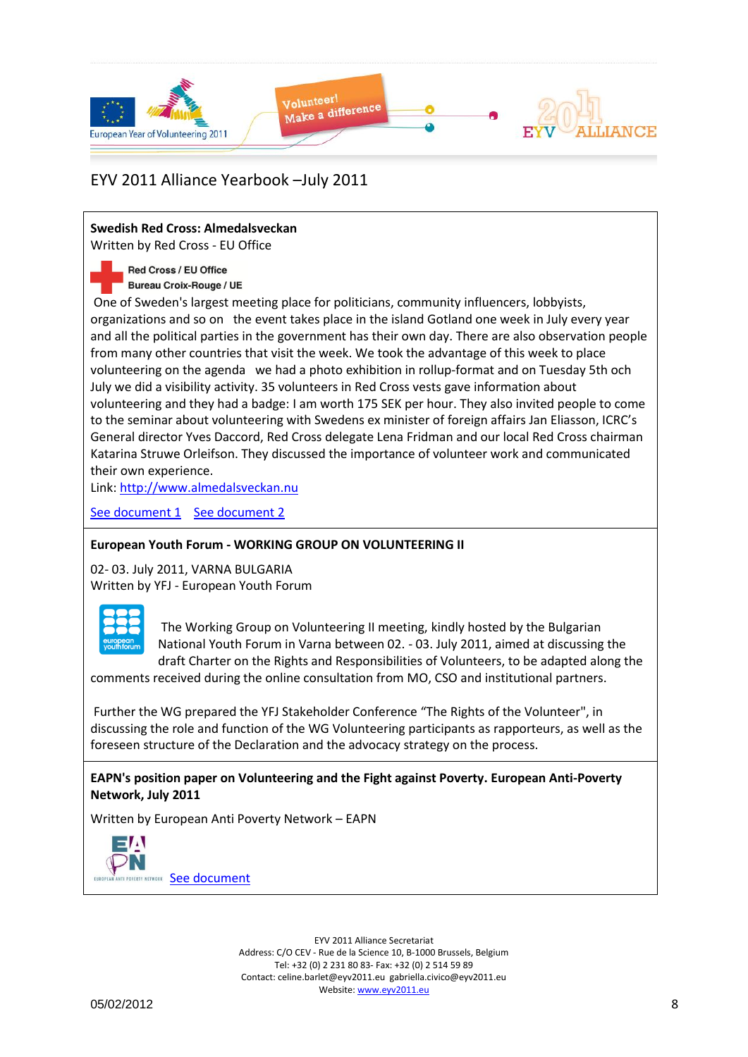EYV 2011 Alliance Yearbook –July 2011

**Swedish Red Cross: Almedalsveckan**
Written by Red Cross - EU Office

Red Cross / EU Office
Bureau Croix-Rouge / UE

One of Sweden's largest meeting place for politicians, community influencers, lobbyists, organizations and so on  the event takes place in the island Gotland one week in July every year and all the political parties in the government has their own day. There are also observation people from many other countries that visit the week. We took the advantage of this week to place volunteering on the agenda  we had a photo exhibition in rollup-format and on Tuesday 5th och July we did a visibility activity. 35 volunteers in Red Cross vests gave information about volunteering and they had a badge: I am worth 175 SEK per hour. They also invited people to come to the seminar about volunteering with Swedens ex minister of foreign affairs Jan Eliasson, ICRC's General director Yves Daccord, Red Cross delegate Lena Fridman and our local Red Cross chairman Katarina Struwe Orleifson. They discussed the importance of volunteer work and communicated their own experience.
Link: http://www.almedalsveckan.nu

See document 1  See document 2

**European Youth Forum - WORKING GROUP ON VOLUNTEERING II**

02- 03. July 2011, VARNA BULGARIA
Written by YFJ - European Youth Forum

The Working Group on Volunteering II meeting, kindly hosted by the Bulgarian National Youth Forum in Varna between 02. - 03. July 2011, aimed at discussing the draft Charter on the Rights and Responsibilities of Volunteers, to be adapted along the comments received during the online consultation from MO, CSO and institutional partners.

Further the WG prepared the YFJ Stakeholder Conference "The Rights of the Volunteer", in discussing the role and function of the WG Volunteering participants as rapporteurs, as well as the foreseen structure of the Declaration and the advocacy strategy on the process.

**EAPN's position paper on Volunteering and the Fight against Poverty. European Anti-Poverty Network, July 2011**

Written by European Anti Poverty Network – EAPN

See document

EYV 2011 Alliance Secretariat
Address: C/O CEV - Rue de la Science 10, B-1000 Brussels, Belgium
Tel: +32 (0) 2 231 80 83- Fax: +32 (0) 2 514 59 89
Contact: celine.barlet@eyv2011.eu gabriella.civico@eyv2011.eu
Website: www.eyv2011.eu

05/02/2012